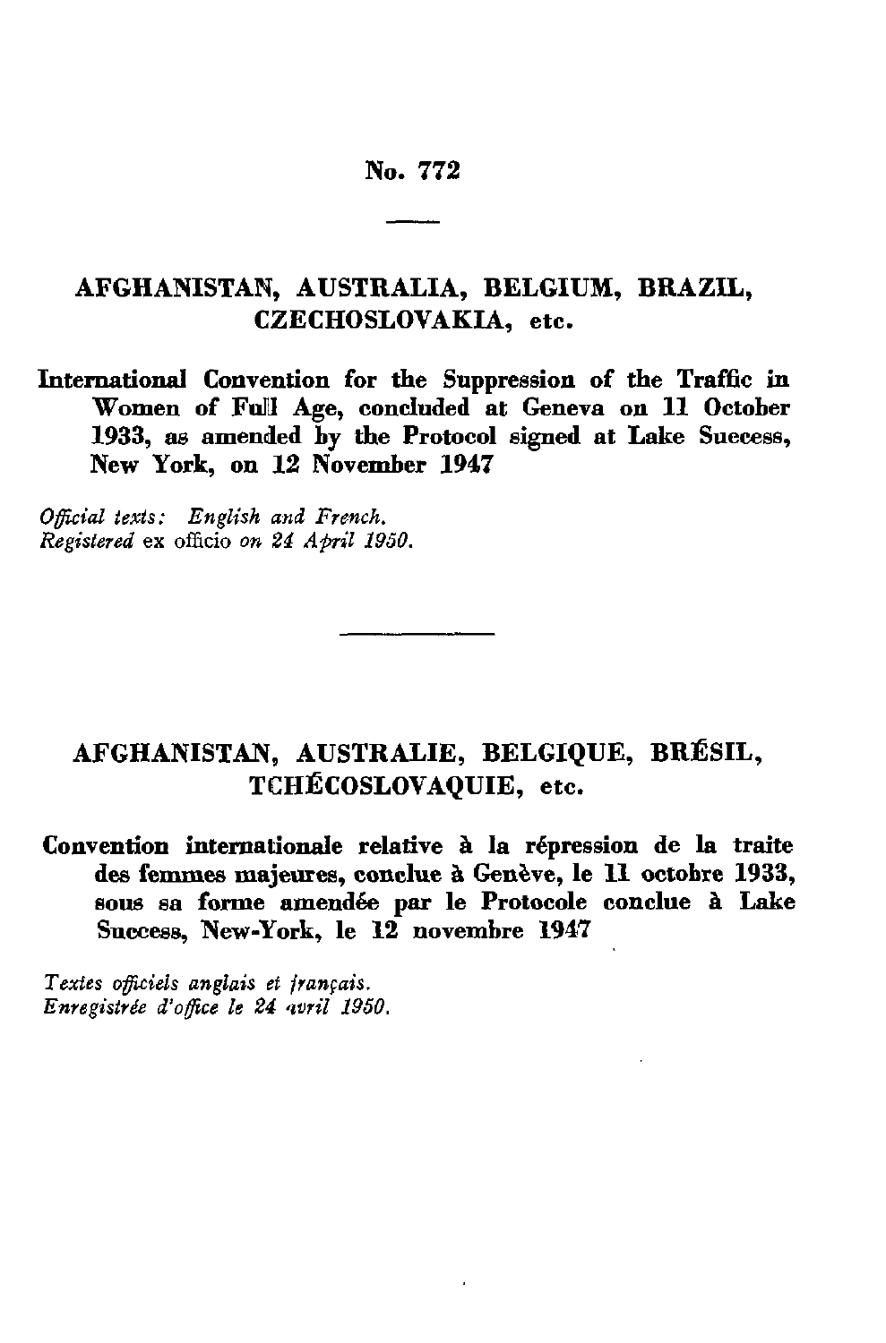# No. 772

## AFGHANISTAN, AUSTRALIA, BELGIUM, BRAZIL, CZECHOSLOVAKIA, etc.

**International Convention for the Suppression of the Traffic in Women of Full Age, concluded at Geneva on 11 October 1933, as amended by the Protocol signed at Lake Success, New York, on 12 November 1947**

*Official texts: English and French.*
*Registered* ex officio *on 24 April 1950.*

## AFGHANISTAN, AUSTRALIE, BELGIQUE, BRÉSIL, TCHÉCOSLOVAQUIE, etc.

**Convention internationale relative à la répression de la traite des femmes majeures, conclue à Genève, le 11 octobre 1933, sous sa forme amendée par le Protocole conclue à Lake Success, New-York, le 12 novembre 1947**

*Textes officiels anglais et français.*
*Enregistrée d'office le 24 avril 1950.*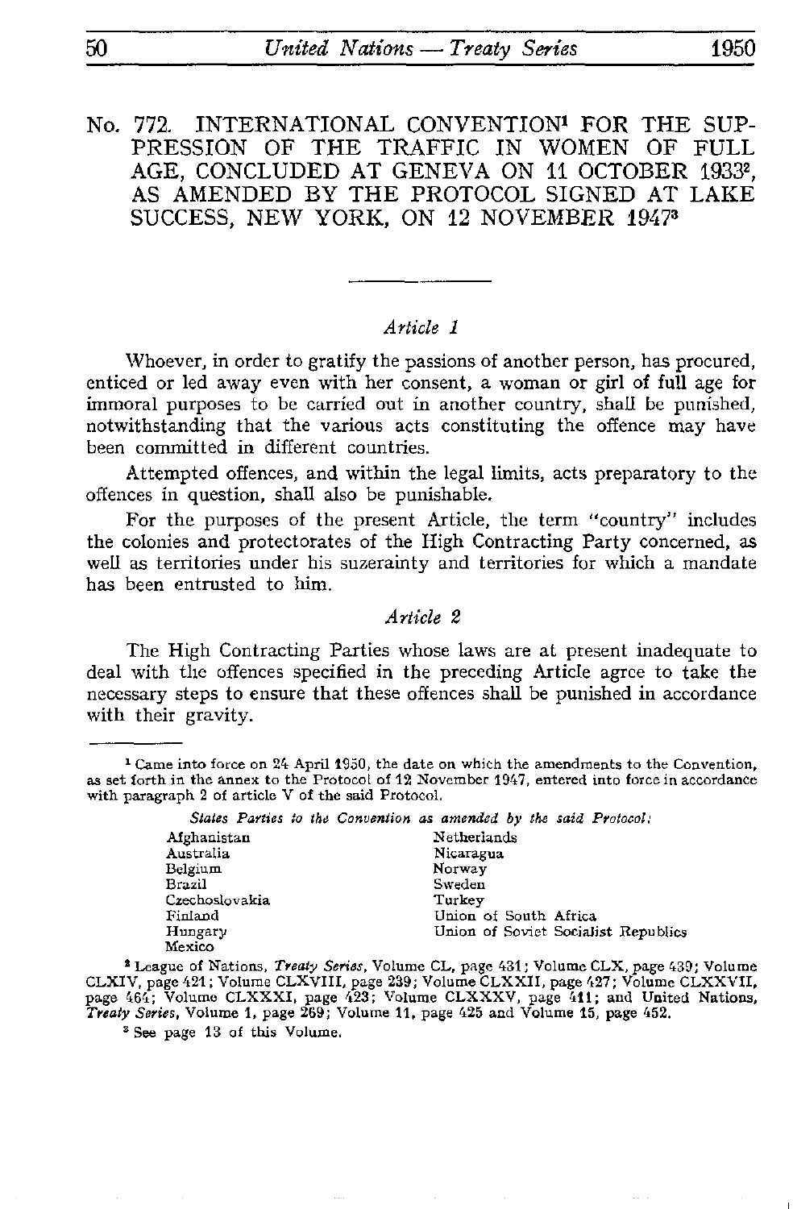# No. 772. INTERNATIONAL CONVENTION[1] FOR THE SUPPRESSION OF THE TRAFFIC IN WOMEN OF FULL AGE, CONCLUDED AT GENEVA ON 11 OCTOBER 1933[2], AS AMENDED BY THE PROTOCOL SIGNED AT LAKE SUCCESS, NEW YORK, ON 12 NOVEMBER 1947[3]

---

*Article 1*

Whoever, in order to gratify the passions of another person, has procured, enticed or led away even with her consent, a woman or girl of full age for immoral purposes to be carried out in another country, shall be punished, notwithstanding that the various acts constituting the offence may have been committed in different countries.

Attempted offences, and within the legal limits, acts preparatory to the offences in question, shall also be punishable.

For the purposes of the present Article, the term "country" includes the colonies and protectorates of the High Contracting Party concerned, as well as territories under his suzerainty and territories for which a mandate has been entrusted to him.

*Article 2*

The High Contracting Parties whose laws are at present inadequate to deal with the offences specified in the preceding Article agree to take the necessary steps to ensure that these offences shall be punished in accordance with their gravity.

---

[1] Came into force on 24 April 1950, the date on which the amendments to the Convention, as set forth in the annex to the Protocol of 12 November 1947, entered into force in accordance with paragraph 2 of article V of the said Protocol.

*States Parties to the Convention as amended by the said Protocol:*

| | |
|---|---|
| Afghanistan | Netherlands |
| Australia | Nicaragua |
| Belgium | Norway |
| Brazil | Sweden |
| Czechoslovakia | Turkey |
| Finland | Union of South Africa |
| Hungary | Union of Soviet Socialist Republics |
| Mexico | |

[2] League of Nations, *Treaty Series*, Volume CL, page 431; Volume CLX, page 439; Volume CLXIV, page 421; Volume CLXVIII, page 239; Volume CLXXII, page 427; Volume CLXXVII, page 464; Volume CLXXXI, page 423; Volume CLXXXV, page 411; and United Nations, *Treaty Series*, Volume 1, page 269; Volume 11, page 425 and Volume 15, page 452.

[3] See page 13 of this Volume.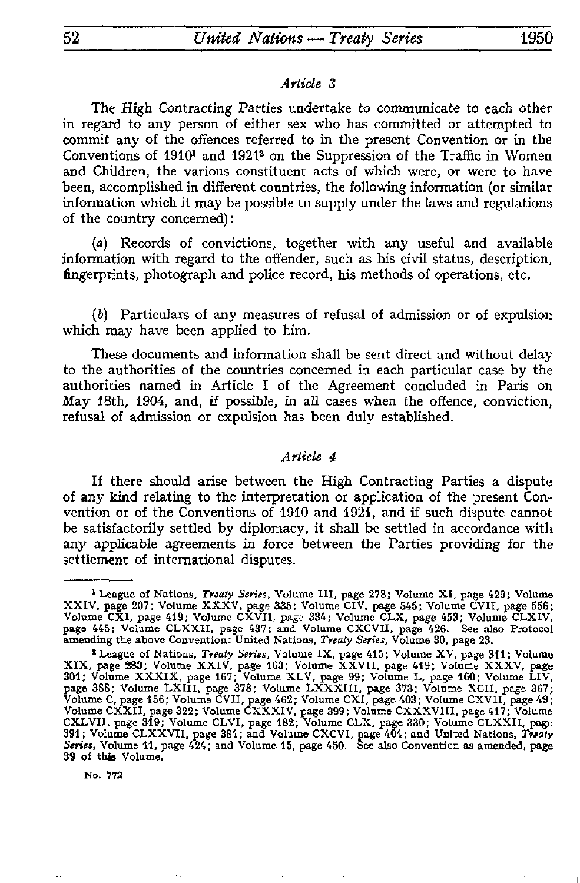*Article 3*

The High Contracting Parties undertake to communicate to each other in regard to any person of either sex who has committed or attempted to commit any of the offences referred to in the present Convention or in the Conventions of 1910[1] and 1921[2] on the Suppression of the Traffic in Women and Children, the various constituent acts of which were, or were to have been, accomplished in different countries, the following information (or similar information which it may be possible to supply under the laws and regulations of the country concerned):

(*a*) Records of convictions, together with any useful and available information with regard to the offender, such as his civil status, description, fingerprints, photograph and police record, his methods of operations, etc.

(*b*) Particulars of any measures of refusal of admission or of expulsion which may have been applied to him.

These documents and information shall be sent direct and without delay to the authorities of the countries concerned in each particular case by the authorities named in Article I of the Agreement concluded in Paris on May 18th, 1904, and, if possible, in all cases when the offence, conviction, refusal of admission or expulsion has been duly established.

*Article 4*

If there should arise between the High Contracting Parties a dispute of any kind relating to the interpretation or application of the present Convention or of the Conventions of 1910 and 1921, and if such dispute cannot be satisfactorily settled by diplomacy, it shall be settled in accordance with any applicable agreements in force between the Parties providing for the settlement of international disputes.

---

[1] League of Nations, *Treaty Series*, Volume III, page 278; Volume XI, page 429; Volume XXIV, page 207; Volume XXXV, page 335; Volume CIV, page 545; Volume CVII, page 556; Volume CXI, page 419; Volume CXVII, page 334; Volume CLX, page 453; Volume CLXIV, page 445; Volume CLXXII, page 437; and Volume CXCVII, page 426. See also Protocol amending the above Convention: United Nations, *Treaty Series*, Volume 30, page 23.

[2] League of Nations, *Treaty Series*, Volume IX, page 415; Volume XV, page 311; Volume XIX, page 283; Volume XXIV, page 163; Volume XXVII, page 419; Volume XXXV, page 301; Volume XXXIX, page 167; Volume XLV, page 99; Volume L, page 160; Volume LIV, page 388; Volume LXIII, page 378; Volume LXXXIII, page 373; Volume XCII, page 367; Volume C, page 156; Volume CVII, page 462; Volume CXI, page 403; Volume CXVII, page 49; Volume CXXII, page 322; Volume CXXXIV, page 399; Volume CXXXVIII, page 417; Volume CXLVII, page 319; Volume CLVI, page 182; Volume CLX, page 330; Volume CLXXII, page 391; Volume CLXXVII, page 384; and Volume CXCVI, page 404; and United Nations, *Treaty Series*, Volume 11, page 424; and Volume 15, page 450. See also Convention as amended, page 39 of this Volume.

No. 772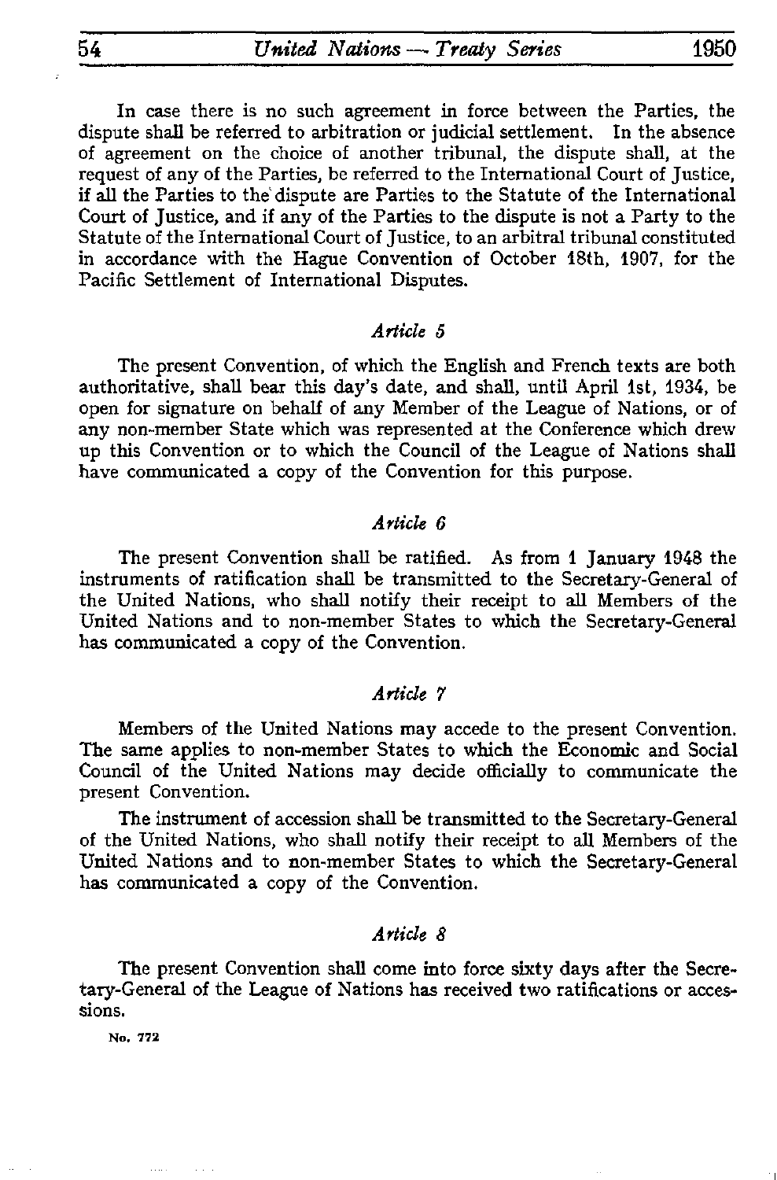In case there is no such agreement in force between the Parties, the dispute shall be referred to arbitration or judicial settlement. In the absence of agreement on the choice of another tribunal, the dispute shall, at the request of any of the Parties, be referred to the International Court of Justice, if all the Parties to the dispute are Parties to the Statute of the International Court of Justice, and if any of the Parties to the dispute is not a Party to the Statute of the International Court of Justice, to an arbitral tribunal constituted in accordance with the Hague Convention of October 18th, 1907, for the Pacific Settlement of International Disputes.

*Article 5*

The present Convention, of which the English and French texts are both authoritative, shall bear this day's date, and shall, until April 1st, 1934, be open for signature on behalf of any Member of the League of Nations, or of any non-member State which was represented at the Conference which drew up this Convention or to which the Council of the League of Nations shall have communicated a copy of the Convention for this purpose.

*Article 6*

The present Convention shall be ratified. As from 1 January 1948 the instruments of ratification shall be transmitted to the Secretary-General of the United Nations, who shall notify their receipt to all Members of the United Nations and to non-member States to which the Secretary-General has communicated a copy of the Convention.

*Article 7*

Members of the United Nations may accede to the present Convention. The same applies to non-member States to which the Economic and Social Council of the United Nations may decide officially to communicate the present Convention.

The instrument of accession shall be transmitted to the Secretary-General of the United Nations, who shall notify their receipt to all Members of the United Nations and to non-member States to which the Secretary-General has communicated a copy of the Convention.

*Article 8*

The present Convention shall come into force sixty days after the Secretary-General of the League of Nations has received two ratifications or accessions.

No. 772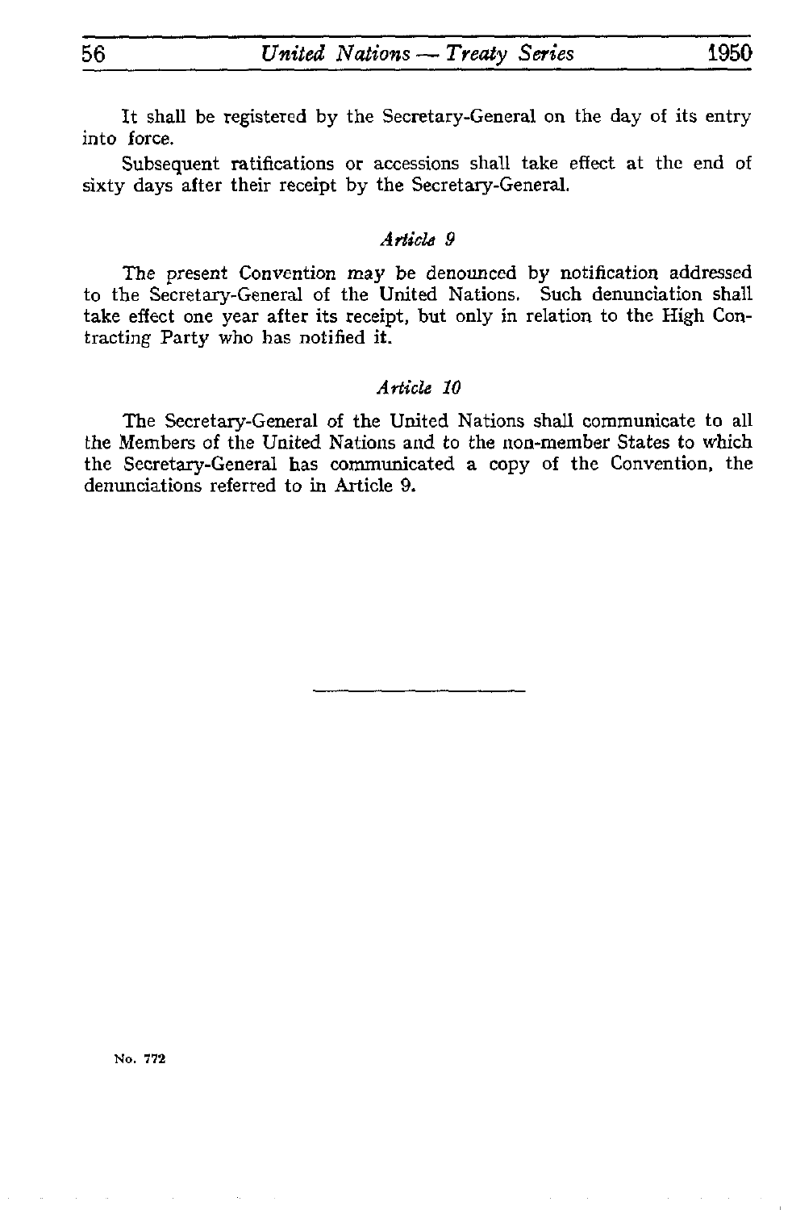It shall be registered by the Secretary-General on the day of its entry into force.

Subsequent ratifications or accessions shall take effect at the end of sixty days after their receipt by the Secretary-General.

*Article 9*

The present Convention may be denounced by notification addressed to the Secretary-General of the United Nations. Such denunciation shall take effect one year after its receipt, but only in relation to the High Contracting Party who has notified it.

*Article 10*

The Secretary-General of the United Nations shall communicate to all the Members of the United Nations and to the non-member States to which the Secretary-General has communicated a copy of the Convention, the denunciations referred to in Article 9.

---

No. 772